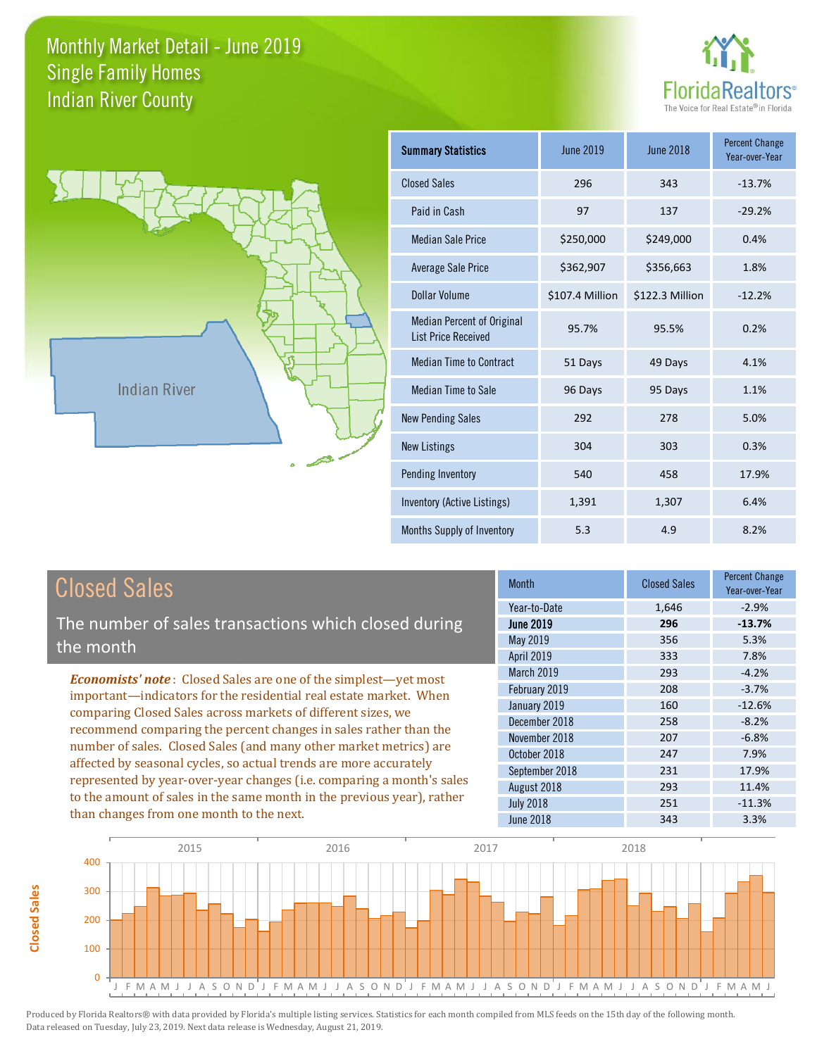# Monthly Market Detail - June 2019
## Single Family Homes
## Indian River County

Florida Realtors®
The Voice for Real Estate® in Florida

| Summary Statistics | June 2019 | June 2018 | Percent Change Year-over-Year |
|---|---|---|---|
| Closed Sales | 296 | 343 | -13.7% |
| Paid in Cash | 97 | 137 | -29.2% |
| Median Sale Price | $250,000 | $249,000 | 0.4% |
| Average Sale Price | $362,907 | $356,663 | 1.8% |
| Dollar Volume | $107.4 Million | $122.3 Million | -12.2% |
| Median Percent of Original List Price Received | 95.7% | 95.5% | 0.2% |
| Median Time to Contract | 51 Days | 49 Days | 4.1% |
| Median Time to Sale | 96 Days | 95 Days | 1.1% |
| New Pending Sales | 292 | 278 | 5.0% |
| New Listings | 304 | 303 | 0.3% |
| Pending Inventory | 540 | 458 | 17.9% |
| Inventory (Active Listings) | 1,391 | 1,307 | 6.4% |
| Months Supply of Inventory | 5.3 | 4.9 | 8.2% |

## Closed Sales

The number of sales transactions which closed during the month

***Economists' note***: Closed Sales are one of the simplest—yet most important—indicators for the residential real estate market. When comparing Closed Sales across markets of different sizes, we recommend comparing the percent changes in sales rather than the number of sales. Closed Sales (and many other market metrics) are affected by seasonal cycles, so actual trends are more accurately represented by year-over-year changes (i.e. comparing a month's sales to the amount of sales in the same month in the previous year), rather than changes from one month to the next.

| Month | Closed Sales | Percent Change Year-over-Year |
|---|---|---|
| Year-to-Date | 1,646 | -2.9% |
| **June 2019** | **296** | **-13.7%** |
| May 2019 | 356 | 5.3% |
| April 2019 | 333 | 7.8% |
| March 2019 | 293 | -4.2% |
| February 2019 | 208 | -3.7% |
| January 2019 | 160 | -12.6% |
| December 2018 | 258 | -8.2% |
| November 2018 | 207 | -6.8% |
| October 2018 | 247 | 7.9% |
| September 2018 | 231 | 17.9% |
| August 2018 | 293 | 11.4% |
| July 2018 | 251 | -11.3% |
| June 2018 | 343 | 3.3% |

Produced by Florida Realtors® with data provided by Florida's multiple listing services. Statistics for each month compiled from MLS feeds on the 15th day of the following month. Data released on Tuesday, July 23, 2019. Next data release is Wednesday, August 21, 2019.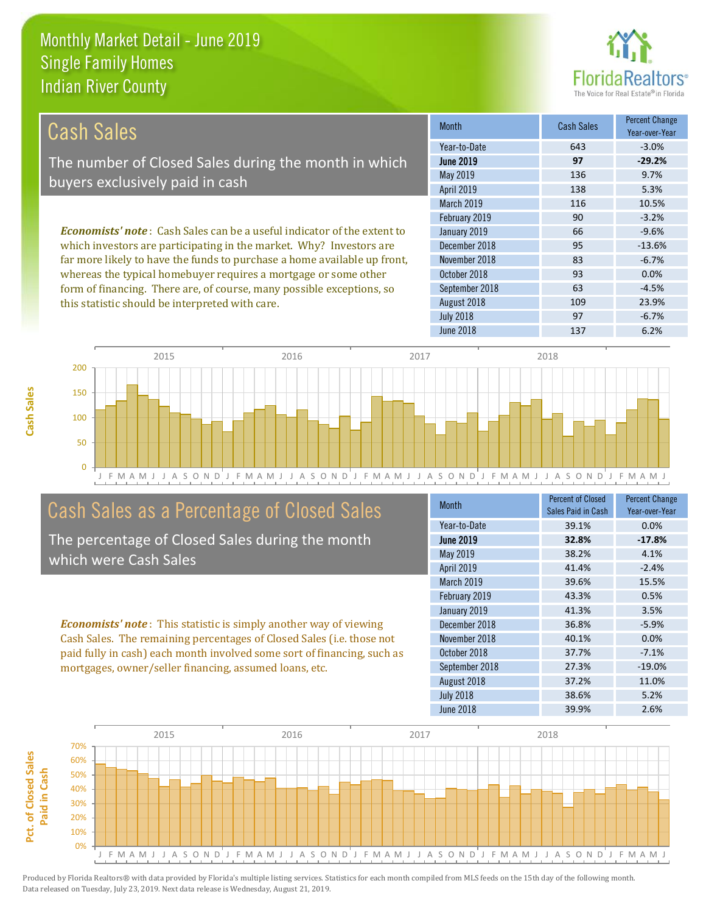Monthly Market Detail - June 2019
Single Family Homes
Indian River County

## Cash Sales

The number of Closed Sales during the month in which buyers exclusively paid in cash

*Economists' note*: Cash Sales can be a useful indicator of the extent to which investors are participating in the market. Why? Investors are far more likely to have the funds to purchase a home available up front, whereas the typical homebuyer requires a mortgage or some other form of financing. There are, of course, many possible exceptions, so this statistic should be interpreted with care.

| Month | Cash Sales | Percent Change Year-over-Year |
|---|---|---|
| Year-to-Date | 643 | -3.0% |
| **June 2019** | **97** | **-29.2%** |
| May 2019 | 136 | 9.7% |
| April 2019 | 138 | 5.3% |
| March 2019 | 116 | 10.5% |
| February 2019 | 90 | -3.2% |
| January 2019 | 66 | -9.6% |
| December 2018 | 95 | -13.6% |
| November 2018 | 83 | -6.7% |
| October 2018 | 93 | 0.0% |
| September 2018 | 63 | -4.5% |
| August 2018 | 109 | 23.9% |
| July 2018 | 97 | -6.7% |
| June 2018 | 137 | 6.2% |

## Cash Sales as a Percentage of Closed Sales

The percentage of Closed Sales during the month which were Cash Sales

*Economists' note*: This statistic is simply another way of viewing Cash Sales. The remaining percentages of Closed Sales (i.e. those not paid fully in cash) each month involved some sort of financing, such as mortgages, owner/seller financing, assumed loans, etc.

| Month | Percent of Closed Sales Paid in Cash | Percent Change Year-over-Year |
|---|---|---|
| Year-to-Date | 39.1% | 0.0% |
| **June 2019** | **32.8%** | **-17.8%** |
| May 2019 | 38.2% | 4.1% |
| April 2019 | 41.4% | -2.4% |
| March 2019 | 39.6% | 15.5% |
| February 2019 | 43.3% | 0.5% |
| January 2019 | 41.3% | 3.5% |
| December 2018 | 36.8% | -5.9% |
| November 2018 | 40.1% | 0.0% |
| October 2018 | 37.7% | -7.1% |
| September 2018 | 27.3% | -19.0% |
| August 2018 | 37.2% | 11.0% |
| July 2018 | 38.6% | 5.2% |
| June 2018 | 39.9% | 2.6% |

Produced by Florida Realtors® with data provided by Florida's multiple listing services. Statistics for each month compiled from MLS feeds on the 15th day of the following month. Data released on Tuesday, July 23, 2019. Next data release is Wednesday, August 21, 2019.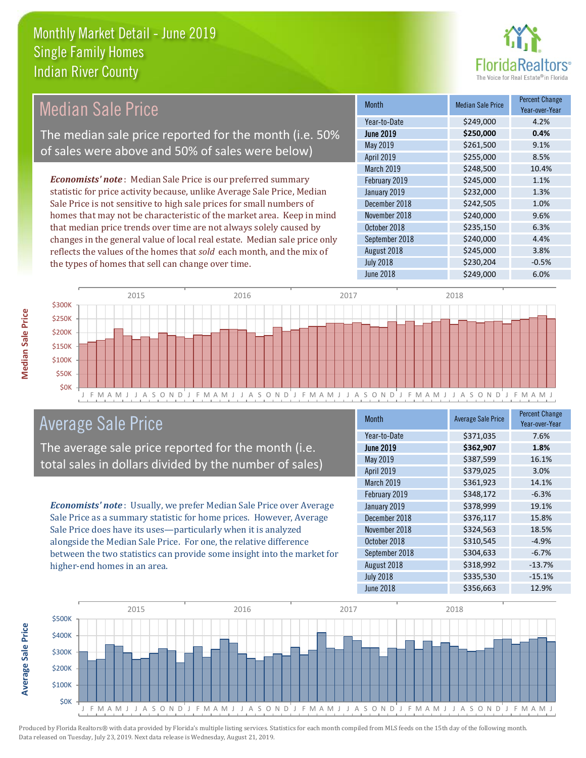# Monthly Market Detail - June 2019
## Single Family Homes
## Indian River County

## Median Sale Price

The median sale price reported for the month (i.e. 50% of sales were above and 50% of sales were below)

*Economists' note*: Median Sale Price is our preferred summary statistic for price activity because, unlike Average Sale Price, Median Sale Price is not sensitive to high sale prices for small numbers of homes that may not be characteristic of the market area. Keep in mind that median price trends over time are not always solely caused by changes in the general value of local real estate. Median sale price only reflects the values of the homes that *sold* each month, and the mix of the types of homes that sell can change over time.

| Month | Median Sale Price | Percent Change Year-over-Year |
|---|---|---|
| Year-to-Date | $249,000 | 4.2% |
| **June 2019** | **$250,000** | **0.4%** |
| May 2019 | $261,500 | 9.1% |
| April 2019 | $255,000 | 8.5% |
| March 2019 | $248,500 | 10.4% |
| February 2019 | $245,000 | 1.1% |
| January 2019 | $232,000 | 1.3% |
| December 2018 | $242,505 | 1.0% |
| November 2018 | $240,000 | 9.6% |
| October 2018 | $235,150 | 6.3% |
| September 2018 | $240,000 | 4.4% |
| August 2018 | $245,000 | 3.8% |
| July 2018 | $230,204 | -0.5% |
| June 2018 | $249,000 | 6.0% |

## Average Sale Price

The average sale price reported for the month (i.e. total sales in dollars divided by the number of sales)

*Economists' note*: Usually, we prefer Median Sale Price over Average Sale Price as a summary statistic for home prices. However, Average Sale Price does have its uses—particularly when it is analyzed alongside the Median Sale Price. For one, the relative difference between the two statistics can provide some insight into the market for higher-end homes in an area.

| Month | Average Sale Price | Percent Change Year-over-Year |
|---|---|---|
| Year-to-Date | $371,035 | 7.6% |
| **June 2019** | **$362,907** | **1.8%** |
| May 2019 | $387,599 | 16.1% |
| April 2019 | $379,025 | 3.0% |
| March 2019 | $361,923 | 14.1% |
| February 2019 | $348,172 | -6.3% |
| January 2019 | $378,999 | 19.1% |
| December 2018 | $376,117 | 15.8% |
| November 2018 | $324,563 | 18.5% |
| October 2018 | $310,545 | -4.9% |
| September 2018 | $304,633 | -6.7% |
| August 2018 | $318,992 | -13.7% |
| July 2018 | $335,530 | -15.1% |
| June 2018 | $356,663 | 12.9% |

Produced by Florida Realtors® with data provided by Florida's multiple listing services. Statistics for each month compiled from MLS feeds on the 15th day of the following month. Data released on Tuesday, July 23, 2019. Next data release is Wednesday, August 21, 2019.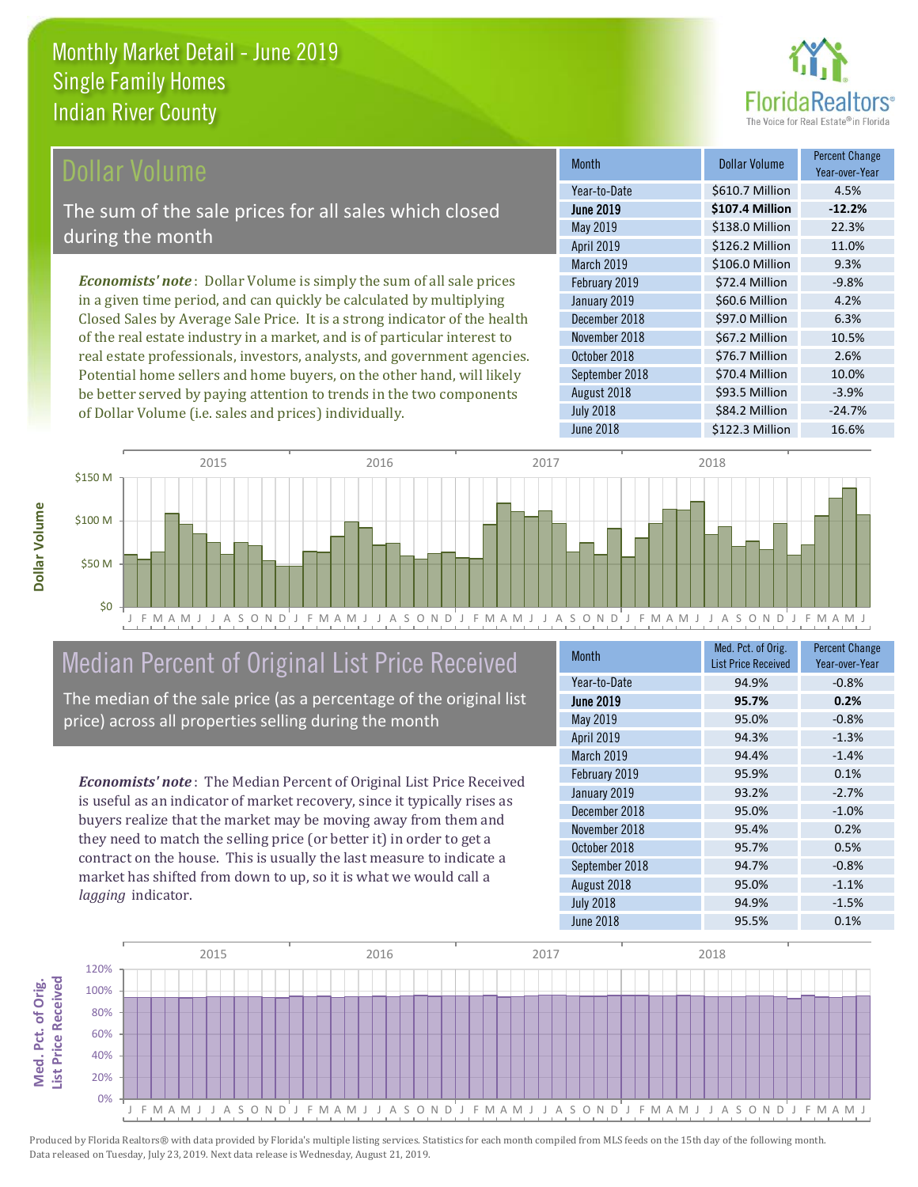# Monthly Market Detail - June 2019
## Single Family Homes
## Indian River County

## Dollar Volume

The sum of the sale prices for all sales which closed during the month

***Economists' note*** : Dollar Volume is simply the sum of all sale prices in a given time period, and can quickly be calculated by multiplying Closed Sales by Average Sale Price. It is a strong indicator of the health of the real estate industry in a market, and is of particular interest to real estate professionals, investors, analysts, and government agencies. Potential home sellers and home buyers, on the other hand, will likely be better served by paying attention to trends in the two components of Dollar Volume (i.e. sales and prices) individually.

| Month | Dollar Volume | Percent Change Year-over-Year |
|---|---|---|
| Year-to-Date | $610.7 Million | 4.5% |
| **June 2019** | **$107.4 Million** | **-12.2%** |
| May 2019 | $138.0 Million | 22.3% |
| April 2019 | $126.2 Million | 11.0% |
| March 2019 | $106.0 Million | 9.3% |
| February 2019 | $72.4 Million | -9.8% |
| January 2019 | $60.6 Million | 4.2% |
| December 2018 | $97.0 Million | 6.3% |
| November 2018 | $67.2 Million | 10.5% |
| October 2018 | $76.7 Million | 2.6% |
| September 2018 | $70.4 Million | 10.0% |
| August 2018 | $93.5 Million | -3.9% |
| July 2018 | $84.2 Million | -24.7% |
| June 2018 | $122.3 Million | 16.6% |

## Median Percent of Original List Price Received

The median of the sale price (as a percentage of the original list price) across all properties selling during the month

***Economists' note*** : The Median Percent of Original List Price Received is useful as an indicator of market recovery, since it typically rises as buyers realize that the market may be moving away from them and they need to match the selling price (or better it) in order to get a contract on the house. This is usually the last measure to indicate a market has shifted from down to up, so it is what we would call a *lagging* indicator.

| Month | Med. Pct. of Orig. List Price Received | Percent Change Year-over-Year |
|---|---|---|
| Year-to-Date | 94.9% | -0.8% |
| **June 2019** | **95.7%** | **0.2%** |
| May 2019 | 95.0% | -0.8% |
| April 2019 | 94.3% | -1.3% |
| March 2019 | 94.4% | -1.4% |
| February 2019 | 95.9% | 0.1% |
| January 2019 | 93.2% | -2.7% |
| December 2018 | 95.0% | -1.0% |
| November 2018 | 95.4% | 0.2% |
| October 2018 | 95.7% | 0.5% |
| September 2018 | 94.7% | -0.8% |
| August 2018 | 95.0% | -1.1% |
| July 2018 | 94.9% | -1.5% |
| June 2018 | 95.5% | 0.1% |

Produced by Florida Realtors® with data provided by Florida's multiple listing services. Statistics for each month compiled from MLS feeds on the 15th day of the following month. Data released on Tuesday, July 23, 2019. Next data release is Wednesday, August 21, 2019.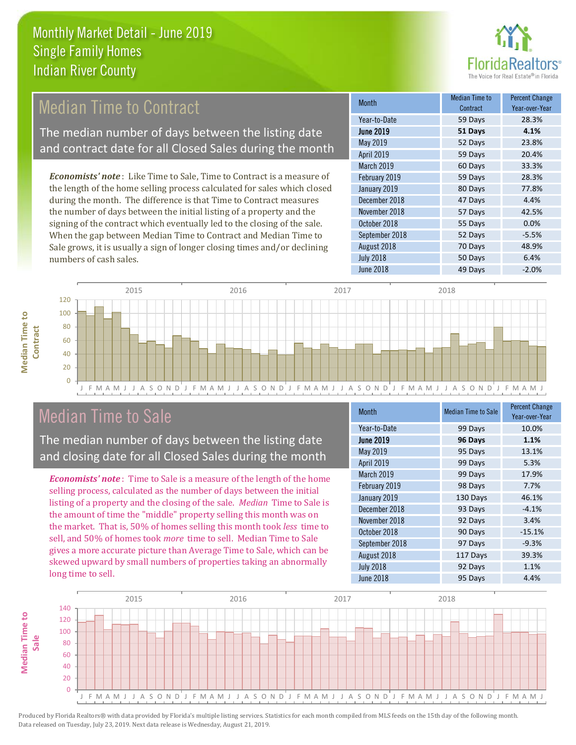# Monthly Market Detail - June 2019
## Single Family Homes
## Indian River County

## Median Time to Contract

The median number of days between the listing date and contract date for all Closed Sales during the month

*Economists' note*: Like Time to Sale, Time to Contract is a measure of the length of the home selling process calculated for sales which closed during the month. The difference is that Time to Contract measures the number of days between the initial listing of a property and the signing of the contract which eventually led to the closing of the sale. When the gap between Median Time to Contract and Median Time to Sale grows, it is usually a sign of longer closing times and/or declining numbers of cash sales.

| Month | Median Time to Contract | Percent Change Year-over-Year |
|---|---|---|
| Year-to-Date | 59 Days | 28.3% |
| **June 2019** | **51 Days** | **4.1%** |
| May 2019 | 52 Days | 23.8% |
| April 2019 | 59 Days | 20.4% |
| March 2019 | 60 Days | 33.3% |
| February 2019 | 59 Days | 28.3% |
| January 2019 | 80 Days | 77.8% |
| December 2018 | 47 Days | 4.4% |
| November 2018 | 57 Days | 42.5% |
| October 2018 | 55 Days | 0.0% |
| September 2018 | 52 Days | -5.5% |
| August 2018 | 70 Days | 48.9% |
| July 2018 | 50 Days | 6.4% |
| June 2018 | 49 Days | -2.0% |

## Median Time to Sale

The median number of days between the listing date and closing date for all Closed Sales during the month

*Economists' note*: Time to Sale is a measure of the length of the home selling process, calculated as the number of days between the initial listing of a property and the closing of the sale. *Median* Time to Sale is the amount of time the "middle" property selling this month was on the market. That is, 50% of homes selling this month took *less* time to sell, and 50% of homes took *more* time to sell. Median Time to Sale gives a more accurate picture than Average Time to Sale, which can be skewed upward by small numbers of properties taking an abnormally long time to sell.

| Month | Median Time to Sale | Percent Change Year-over-Year |
|---|---|---|
| Year-to-Date | 99 Days | 10.0% |
| **June 2019** | **96 Days** | **1.1%** |
| May 2019 | 95 Days | 13.1% |
| April 2019 | 99 Days | 5.3% |
| March 2019 | 99 Days | 17.9% |
| February 2019 | 98 Days | 7.7% |
| January 2019 | 130 Days | 46.1% |
| December 2018 | 93 Days | -4.1% |
| November 2018 | 92 Days | 3.4% |
| October 2018 | 90 Days | -15.1% |
| September 2018 | 97 Days | -9.3% |
| August 2018 | 117 Days | 39.3% |
| July 2018 | 92 Days | 1.1% |
| June 2018 | 95 Days | 4.4% |

Produced by Florida Realtors® with data provided by Florida's multiple listing services. Statistics for each month compiled from MLS feeds on the 15th day of the following month. Data released on Tuesday, July 23, 2019. Next data release is Wednesday, August 21, 2019.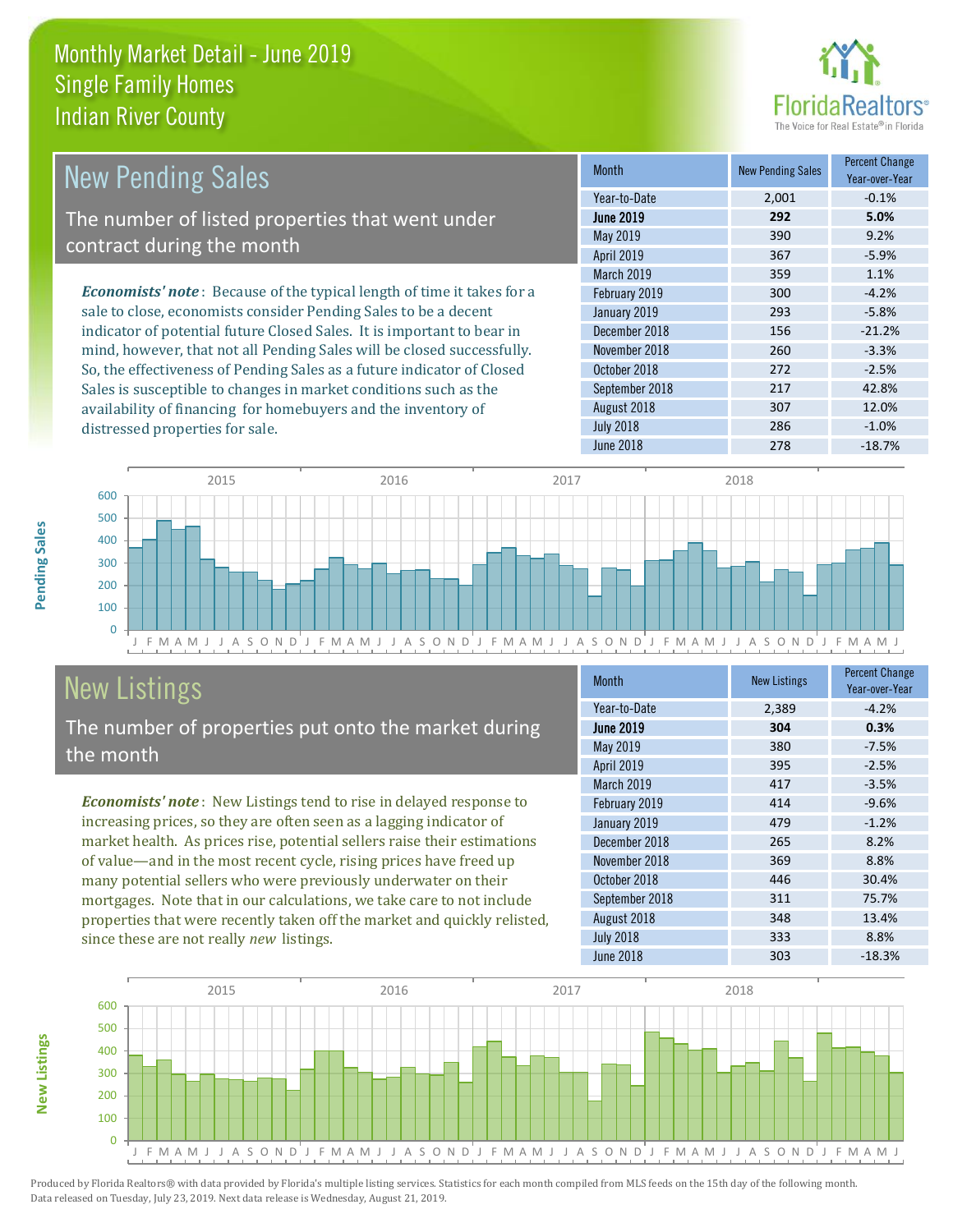# Monthly Market Detail - June 2019
## Single Family Homes
## Indian River County

## New Pending Sales

The number of listed properties that went under contract during the month

***Economists' note***: Because of the typical length of time it takes for a sale to close, economists consider Pending Sales to be a decent indicator of potential future Closed Sales. It is important to bear in mind, however, that not all Pending Sales will be closed successfully. So, the effectiveness of Pending Sales as a future indicator of Closed Sales is susceptible to changes in market conditions such as the availability of financing for homebuyers and the inventory of distressed properties for sale.

| Month | New Pending Sales | Percent Change Year-over-Year |
|---|---|---|
| Year-to-Date | 2,001 | -0.1% |
| **June 2019** | **292** | **5.0%** |
| May 2019 | 390 | 9.2% |
| April 2019 | 367 | -5.9% |
| March 2019 | 359 | 1.1% |
| February 2019 | 300 | -4.2% |
| January 2019 | 293 | -5.8% |
| December 2018 | 156 | -21.2% |
| November 2018 | 260 | -3.3% |
| October 2018 | 272 | -2.5% |
| September 2018 | 217 | 42.8% |
| August 2018 | 307 | 12.0% |
| July 2018 | 286 | -1.0% |
| June 2018 | 278 | -18.7% |

## New Listings

The number of properties put onto the market during the month

***Economists' note***: New Listings tend to rise in delayed response to increasing prices, so they are often seen as a lagging indicator of market health. As prices rise, potential sellers raise their estimations of value—and in the most recent cycle, rising prices have freed up many potential sellers who were previously underwater on their mortgages. Note that in our calculations, we take care to not include properties that were recently taken off the market and quickly relisted, since these are not really *new* listings.

| Month | New Listings | Percent Change Year-over-Year |
|---|---|---|
| Year-to-Date | 2,389 | -4.2% |
| **June 2019** | **304** | **0.3%** |
| May 2019 | 380 | -7.5% |
| April 2019 | 395 | -2.5% |
| March 2019 | 417 | -3.5% |
| February 2019 | 414 | -9.6% |
| January 2019 | 479 | -1.2% |
| December 2018 | 265 | 8.2% |
| November 2018 | 369 | 8.8% |
| October 2018 | 446 | 30.4% |
| September 2018 | 311 | 75.7% |
| August 2018 | 348 | 13.4% |
| July 2018 | 333 | 8.8% |
| June 2018 | 303 | -18.3% |

Produced by Florida Realtors® with data provided by Florida's multiple listing services. Statistics for each month compiled from MLS feeds on the 15th day of the following month. Data released on Tuesday, July 23, 2019. Next data release is Wednesday, August 21, 2019.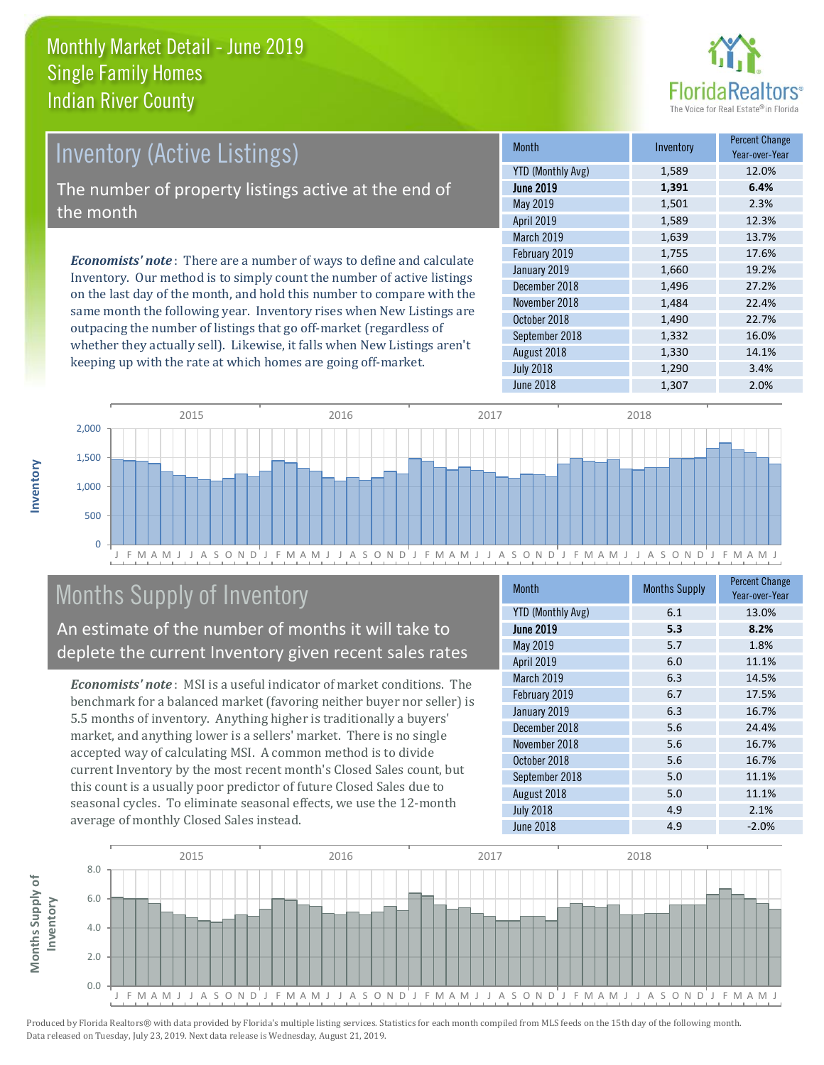# Monthly Market Detail - June 2019
## Single Family Homes
## Indian River County

## Inventory (Active Listings)

The number of property listings active at the end of the month

*Economists' note*: There are a number of ways to define and calculate Inventory. Our method is to simply count the number of active listings on the last day of the month, and hold this number to compare with the same month the following year. Inventory rises when New Listings are outpacing the number of listings that go off-market (regardless of whether they actually sell). Likewise, it falls when New Listings aren't keeping up with the rate at which homes are going off-market.

| Month | Inventory | Percent Change Year-over-Year |
|---|---|---|
| YTD (Monthly Avg) | 1,589 | 12.0% |
| **June 2019** | **1,391** | **6.4%** |
| May 2019 | 1,501 | 2.3% |
| April 2019 | 1,589 | 12.3% |
| March 2019 | 1,639 | 13.7% |
| February 2019 | 1,755 | 17.6% |
| January 2019 | 1,660 | 19.2% |
| December 2018 | 1,496 | 27.2% |
| November 2018 | 1,484 | 22.4% |
| October 2018 | 1,490 | 22.7% |
| September 2018 | 1,332 | 16.0% |
| August 2018 | 1,330 | 14.1% |
| July 2018 | 1,290 | 3.4% |
| June 2018 | 1,307 | 2.0% |

## Months Supply of Inventory

An estimate of the number of months it will take to deplete the current Inventory given recent sales rates

*Economists' note*: MSI is a useful indicator of market conditions. The benchmark for a balanced market (favoring neither buyer nor seller) is 5.5 months of inventory. Anything higher is traditionally a buyers' market, and anything lower is a sellers' market. There is no single accepted way of calculating MSI. A common method is to divide current Inventory by the most recent month's Closed Sales count, but this count is a usually poor predictor of future Closed Sales due to seasonal cycles. To eliminate seasonal effects, we use the 12-month average of monthly Closed Sales instead.

| Month | Months Supply | Percent Change Year-over-Year |
|---|---|---|
| YTD (Monthly Avg) | 6.1 | 13.0% |
| **June 2019** | **5.3** | **8.2%** |
| May 2019 | 5.7 | 1.8% |
| April 2019 | 6.0 | 11.1% |
| March 2019 | 6.3 | 14.5% |
| February 2019 | 6.7 | 17.5% |
| January 2019 | 6.3 | 16.7% |
| December 2018 | 5.6 | 24.4% |
| November 2018 | 5.6 | 16.7% |
| October 2018 | 5.6 | 16.7% |
| September 2018 | 5.0 | 11.1% |
| August 2018 | 5.0 | 11.1% |
| July 2018 | 4.9 | 2.1% |
| June 2018 | 4.9 | -2.0% |

Produced by Florida Realtors® with data provided by Florida's multiple listing services. Statistics for each month compiled from MLS feeds on the 15th day of the following month. Data released on Tuesday, July 23, 2019. Next data release is Wednesday, August 21, 2019.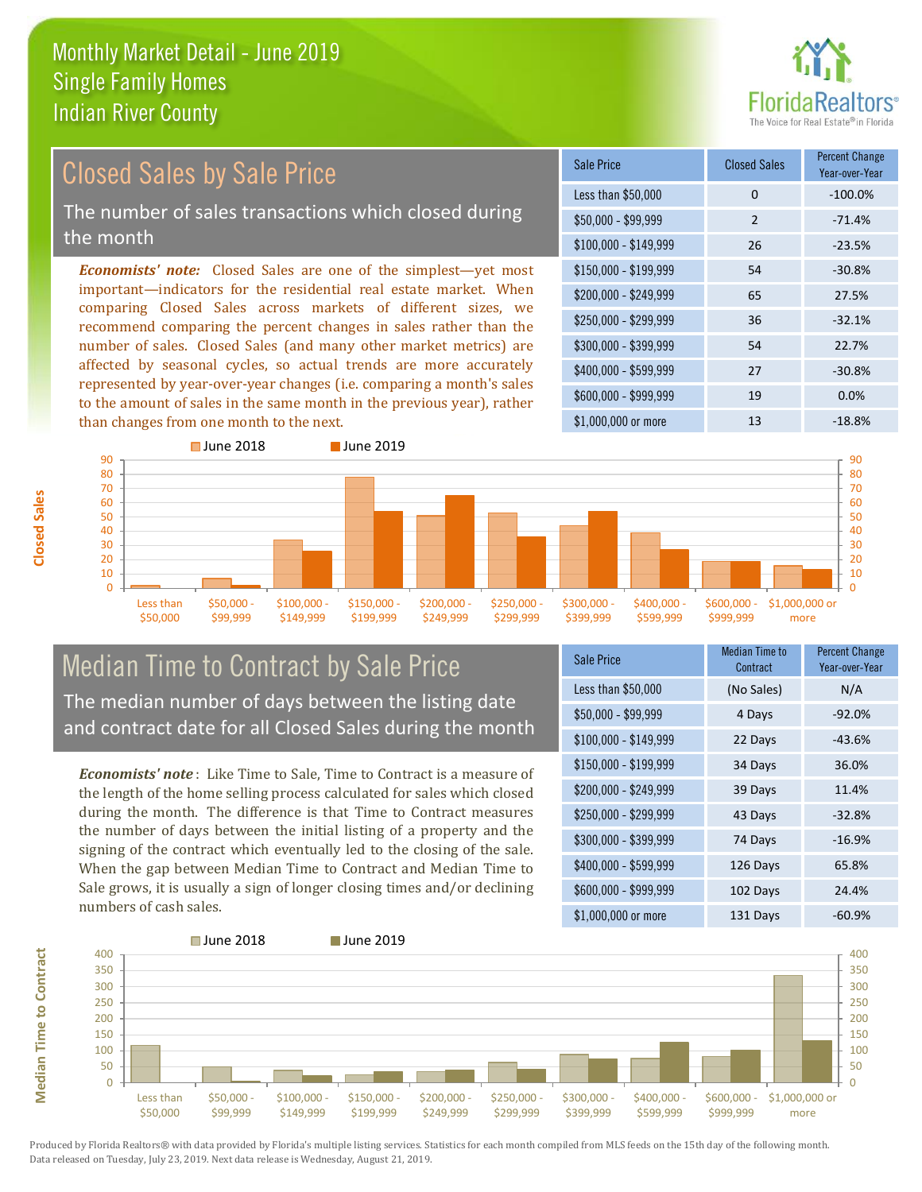# Monthly Market Detail - June 2019
## Single Family Homes
## Indian River County

## Closed Sales by Sale Price

The number of sales transactions which closed during the month

*Economists' note:* Closed Sales are one of the simplest—yet most important—indicators for the residential real estate market. When comparing Closed Sales across markets of different sizes, we recommend comparing the percent changes in sales rather than the number of sales. Closed Sales (and many other market metrics) are affected by seasonal cycles, so actual trends are more accurately represented by year-over-year changes (i.e. comparing a month's sales to the amount of sales in the same month in the previous year), rather than changes from one month to the next.

| Sale Price | Closed Sales | Percent Change Year-over-Year |
|---|---|---|
| Less than $50,000 | 0 | -100.0% |
| $50,000 - $99,999 | 2 | -71.4% |
| $100,000 - $149,999 | 26 | -23.5% |
| $150,000 - $199,999 | 54 | -30.8% |
| $200,000 - $249,999 | 65 | 27.5% |
| $250,000 - $299,999 | 36 | -32.1% |
| $300,000 - $399,999 | 54 | 22.7% |
| $400,000 - $599,999 | 27 | -30.8% |
| $600,000 - $999,999 | 19 | 0.0% |
| $1,000,000 or more | 13 | -18.8% |

## Median Time to Contract by Sale Price

The median number of days between the listing date and contract date for all Closed Sales during the month

*Economists' note*: Like Time to Sale, Time to Contract is a measure of the length of the home selling process calculated for sales which closed during the month. The difference is that Time to Contract measures the number of days between the initial listing of a property and the signing of the contract which eventually led to the closing of the sale. When the gap between Median Time to Contract and Median Time to Sale grows, it is usually a sign of longer closing times and/or declining numbers of cash sales.

| Sale Price | Median Time to Contract | Percent Change Year-over-Year |
|---|---|---|
| Less than $50,000 | (No Sales) | N/A |
| $50,000 - $99,999 | 4 Days | -92.0% |
| $100,000 - $149,999 | 22 Days | -43.6% |
| $150,000 - $199,999 | 34 Days | 36.0% |
| $200,000 - $249,999 | 39 Days | 11.4% |
| $250,000 - $299,999 | 43 Days | -32.8% |
| $300,000 - $399,999 | 74 Days | -16.9% |
| $400,000 - $599,999 | 126 Days | 65.8% |
| $600,000 - $999,999 | 102 Days | 24.4% |
| $1,000,000 or more | 131 Days | -60.9% |

Produced by Florida Realtors® with data provided by Florida's multiple listing services. Statistics for each month compiled from MLS feeds on the 15th day of the following month. Data released on Tuesday, July 23, 2019. Next data release is Wednesday, August 21, 2019.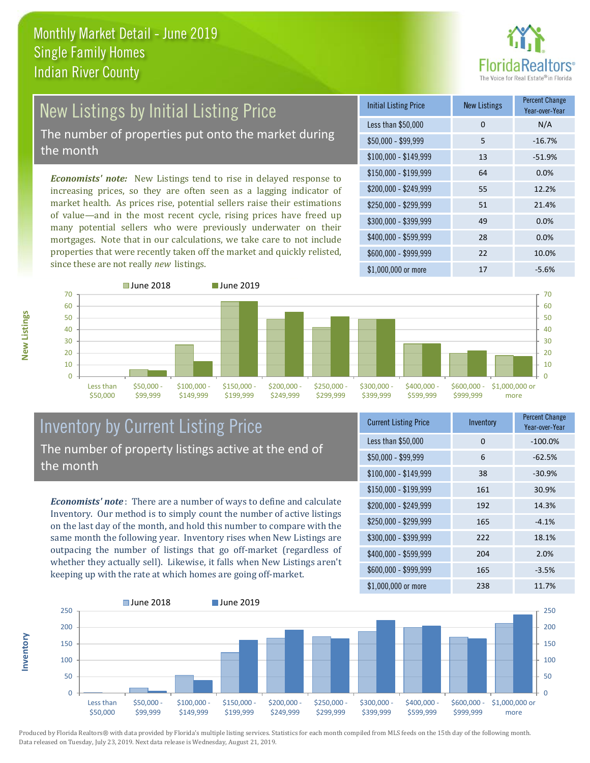# Monthly Market Detail - June 2019
## Single Family Homes
## Indian River County

## New Listings by Initial Listing Price

The number of properties put onto the market during the month

*Economists' note:* New Listings tend to rise in delayed response to increasing prices, so they are often seen as a lagging indicator of market health. As prices rise, potential sellers raise their estimations of value—and in the most recent cycle, rising prices have freed up many potential sellers who were previously underwater on their mortgages. Note that in our calculations, we take care to not include properties that were recently taken off the market and quickly relisted, since these are not really *new* listings.

| Initial Listing Price | New Listings | Percent Change Year-over-Year |
|---|---|---|
| Less than $50,000 | 0 | N/A |
| $50,000 - $99,999 | 5 | -16.7% |
| $100,000 - $149,999 | 13 | -51.9% |
| $150,000 - $199,999 | 64 | 0.0% |
| $200,000 - $249,999 | 55 | 12.2% |
| $250,000 - $299,999 | 51 | 21.4% |
| $300,000 - $399,999 | 49 | 0.0% |
| $400,000 - $599,999 | 28 | 0.0% |
| $600,000 - $999,999 | 22 | 10.0% |
| $1,000,000 or more | 17 | -5.6% |

## Inventory by Current Listing Price

The number of property listings active at the end of the month

*Economists' note*: There are a number of ways to define and calculate Inventory. Our method is to simply count the number of active listings on the last day of the month, and hold this number to compare with the same month the following year. Inventory rises when New Listings are outpacing the number of listings that go off-market (regardless of whether they actually sell). Likewise, it falls when New Listings aren't keeping up with the rate at which homes are going off-market.

| Current Listing Price | Inventory | Percent Change Year-over-Year |
|---|---|---|
| Less than $50,000 | 0 | -100.0% |
| $50,000 - $99,999 | 6 | -62.5% |
| $100,000 - $149,999 | 38 | -30.9% |
| $150,000 - $199,999 | 161 | 30.9% |
| $200,000 - $249,999 | 192 | 14.3% |
| $250,000 - $299,999 | 165 | -4.1% |
| $300,000 - $399,999 | 222 | 18.1% |
| $400,000 - $599,999 | 204 | 2.0% |
| $600,000 - $999,999 | 165 | -3.5% |
| $1,000,000 or more | 238 | 11.7% |

Produced by Florida Realtors® with data provided by Florida's multiple listing services. Statistics for each month compiled from MLS feeds on the 15th day of the following month. Data released on Tuesday, July 23, 2019. Next data release is Wednesday, August 21, 2019.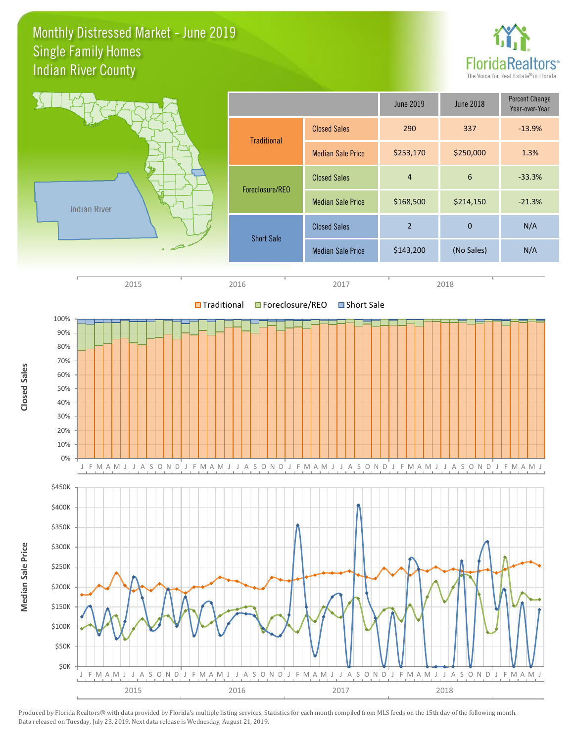# Monthly Distressed Market - June 2019
## Single Family Homes
## Indian River County

FloridaRealtors®
The Voice for Real Estate® in Florida

Indian River

| | | June 2019 | June 2018 | Percent Change Year-over-Year |
|---|---|---|---|---|
| Traditional | Closed Sales | 290 | 337 | -13.9% |
| | Median Sale Price | $253,170 | $250,000 | 1.3% |
| Foreclosure/REO | Closed Sales | 4 | 6 | -33.3% |
| | Median Sale Price | $168,500 | $214,150 | -21.3% |
| Short Sale | Closed Sales | 2 | 0 | N/A |
| | Median Sale Price | $143,200 | (No Sales) | N/A |

2015 2016 2017 2018

Traditional Foreclosure/REO Short Sale

Closed Sales

100% 90% 80% 70% 60% 50% 40% 30% 20% 10% 0%

J F M A M J J A S O N D J F M A M J J A S O N D J F M A M J J A S O N D J F M A M J J A S O N D J F M A M J

Median Sale Price

$450K $400K $350K $300K $250K $200K $150K $100K $50K $0K

J F M A M J J A S O N D J F M A M J J A S O N D J F M A M J J A S O N D J F M A M J J A S O N D J F M A M J

2015 2016 2017 2018

Produced by Florida Realtors® with data provided by Florida's multiple listing services. Statistics for each month compiled from MLS feeds on the 15th day of the following month. Data released on Tuesday, July 23, 2019. Next data release is Wednesday, August 21, 2019.